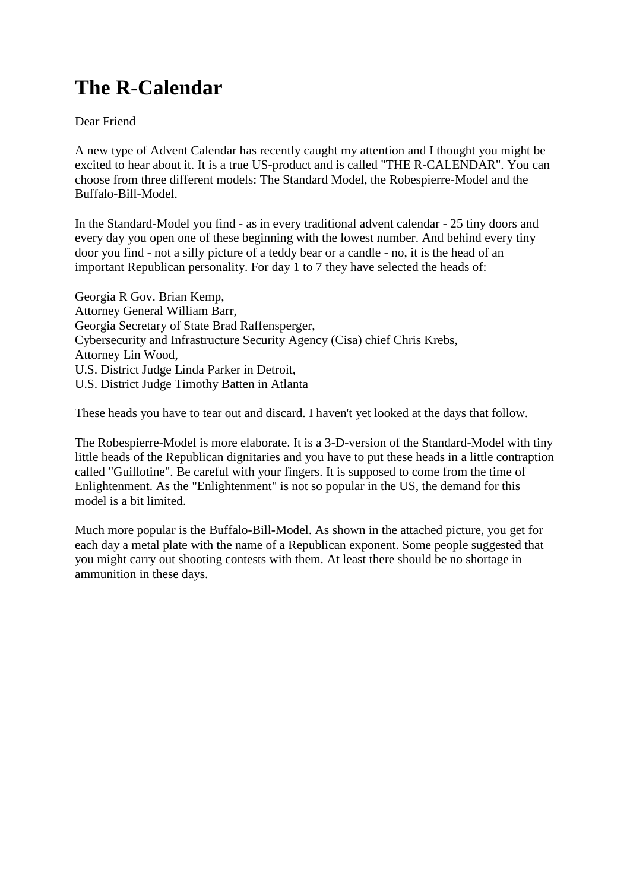# The R-Calendar

Dear Friend

A new type of Advent Calendar has recently caught my attention and I thought you might be excited to hear about it. It is a true US-product and is called "THE R-CALENDAR". You can choose from three different models: The Standard Model, the Robespierre-Model and the Buffalo-Bill-Model.

In the Standard-Model you find - as in every traditional advent calendar - 25 tiny doors and every day you open one of these beginning with the lowest number. And behind every tiny door you find - not a silly picture of a teddy bear or a candle - no, it is the head of an important Republican personality. For day 1 to 7 they have selected the heads of:

Georgia R Gov. Brian Kemp,
Attorney General William Barr,
Georgia Secretary of State Brad Raffensperger,
Cybersecurity and Infrastructure Security Agency (Cisa) chief Chris Krebs,
Attorney Lin Wood,
U.S. District Judge Linda Parker in Detroit,
U.S. District Judge Timothy Batten in Atlanta

These heads you have to tear out and discard. I haven't yet looked at the days that follow.

The Robespierre-Model is more elaborate. It is a 3-D-version of the Standard-Model with tiny little heads of the Republican dignitaries and you have to put these heads in a little contraption called "Guillotine". Be careful with your fingers. It is supposed to come from the time of Enlightenment. As the "Enlightenment" is not so popular in the US, the demand for this model is a bit limited.

Much more popular is the Buffalo-Bill-Model. As shown in the attached picture, you get for each day a metal plate with the name of a Republican exponent. Some people suggested that you might carry out shooting contests with them. At least there should be no shortage in ammunition in these days.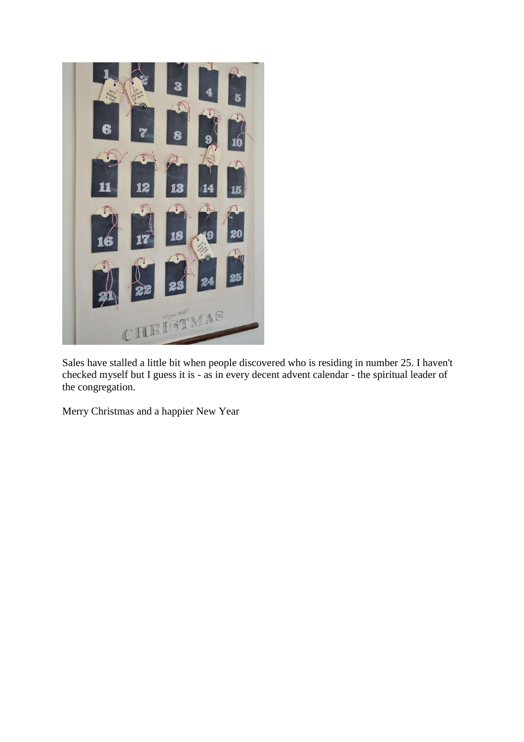Sales have stalled a little bit when people discovered who is residing in number 25. I haven't checked myself but I guess it is - as in every decent advent calendar - the spiritual leader of the congregation.

Merry Christmas and a happier New Year